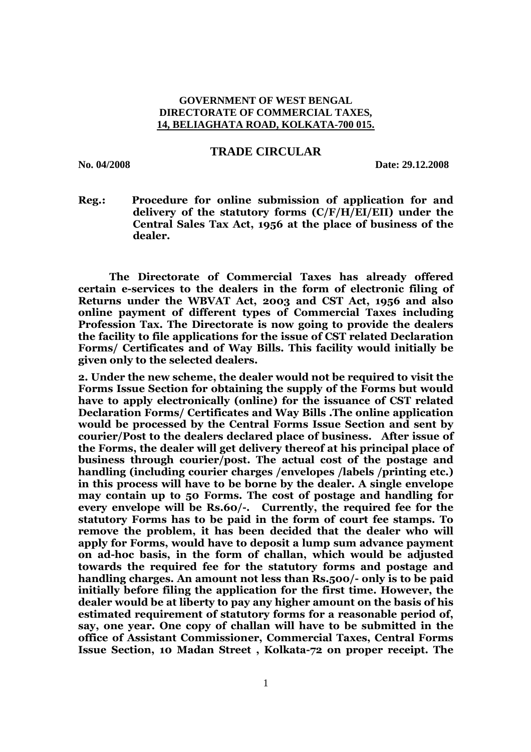**GOVERNMENT OF WEST BENGAL**
**DIRECTORATE OF COMMERCIAL TAXES,**
**14, BELIAGHATA ROAD, KOLKATA-700 015.**

# TRADE CIRCULAR

**No. 04/2008** **Date: 29.12.2008**

**Reg.: Procedure for online submission of application for and delivery of the statutory forms (C/F/H/EI/EII) under the Central Sales Tax Act, 1956 at the place of business of the dealer.**

**The Directorate of Commercial Taxes has already offered certain e-services to the dealers in the form of electronic filing of Returns under the WBVAT Act, 2003 and CST Act, 1956 and also online payment of different types of Commercial Taxes including Profession Tax. The Directorate is now going to provide the dealers the facility to file applications for the issue of CST related Declaration Forms/ Certificates and of Way Bills. This facility would initially be given only to the selected dealers.**

**2. Under the new scheme, the dealer would not be required to visit the Forms Issue Section for obtaining the supply of the Forms but would have to apply electronically (online) for the issuance of CST related Declaration Forms/ Certificates and Way Bills .The online application would be processed by the Central Forms Issue Section and sent by courier/Post to the dealers declared place of business. After issue of the Forms, the dealer will get delivery thereof at his principal place of business through courier/post. The actual cost of the postage and handling (including courier charges /envelopes /labels /printing etc.) in this process will have to be borne by the dealer. A single envelope may contain up to 50 Forms. The cost of postage and handling for every envelope will be Rs.60/-. Currently, the required fee for the statutory Forms has to be paid in the form of court fee stamps. To remove the problem, it has been decided that the dealer who will apply for Forms, would have to deposit a lump sum advance payment on ad-hoc basis, in the form of challan, which would be adjusted towards the required fee for the statutory forms and postage and handling charges. An amount not less than Rs.500/- only is to be paid initially before filing the application for the first time. However, the dealer would be at liberty to pay any higher amount on the basis of his estimated requirement of statutory forms for a reasonable period of, say, one year. One copy of challan will have to be submitted in the office of Assistant Commissioner, Commercial Taxes, Central Forms Issue Section, 10 Madan Street , Kolkata-72 on proper receipt. The**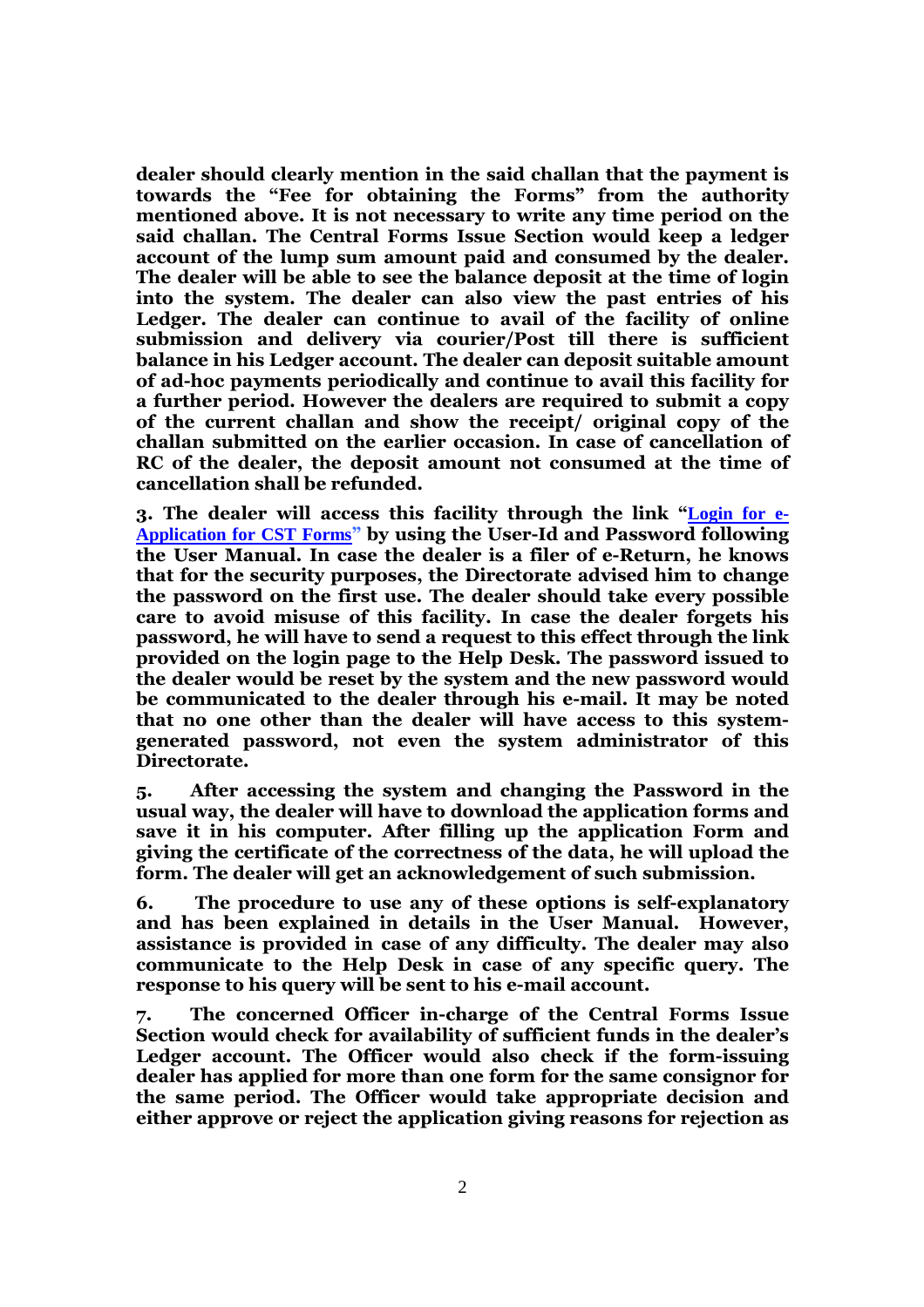**dealer should clearly mention in the said challan that the payment is towards the "Fee for obtaining the Forms" from the authority mentioned above. It is not necessary to write any time period on the said challan. The Central Forms Issue Section would keep a ledger account of the lump sum amount paid and consumed by the dealer. The dealer will be able to see the balance deposit at the time of login into the system. The dealer can also view the past entries of his Ledger. The dealer can continue to avail of the facility of online submission and delivery via courier/Post till there is sufficient balance in his Ledger account. The dealer can deposit suitable amount of ad-hoc payments periodically and continue to avail this facility for a further period. However the dealers are required to submit a copy of the current challan and show the receipt/ original copy of the challan submitted on the earlier occasion. In case of cancellation of RC of the dealer, the deposit amount not consumed at the time of cancellation shall be refunded.**

**3. The dealer will access this facility through the link "Login for e-Application for CST Forms" by using the User-Id and Password following the User Manual. In case the dealer is a filer of e-Return, he knows that for the security purposes, the Directorate advised him to change the password on the first use. The dealer should take every possible care to avoid misuse of this facility. In case the dealer forgets his password, he will have to send a request to this effect through the link provided on the login page to the Help Desk. The password issued to the dealer would be reset by the system and the new password would be communicated to the dealer through his e-mail. It may be noted that no one other than the dealer will have access to this system-generated password, not even the system administrator of this Directorate.**

**5. After accessing the system and changing the Password in the usual way, the dealer will have to download the application forms and save it in his computer. After filling up the application Form and giving the certificate of the correctness of the data, he will upload the form. The dealer will get an acknowledgement of such submission.**

**6. The procedure to use any of these options is self-explanatory and has been explained in details in the User Manual. However, assistance is provided in case of any difficulty. The dealer may also communicate to the Help Desk in case of any specific query. The response to his query will be sent to his e-mail account.**

**7. The concerned Officer in-charge of the Central Forms Issue Section would check for availability of sufficient funds in the dealer's Ledger account. The Officer would also check if the form-issuing dealer has applied for more than one form for the same consignor for the same period. The Officer would take appropriate decision and either approve or reject the application giving reasons for rejection as**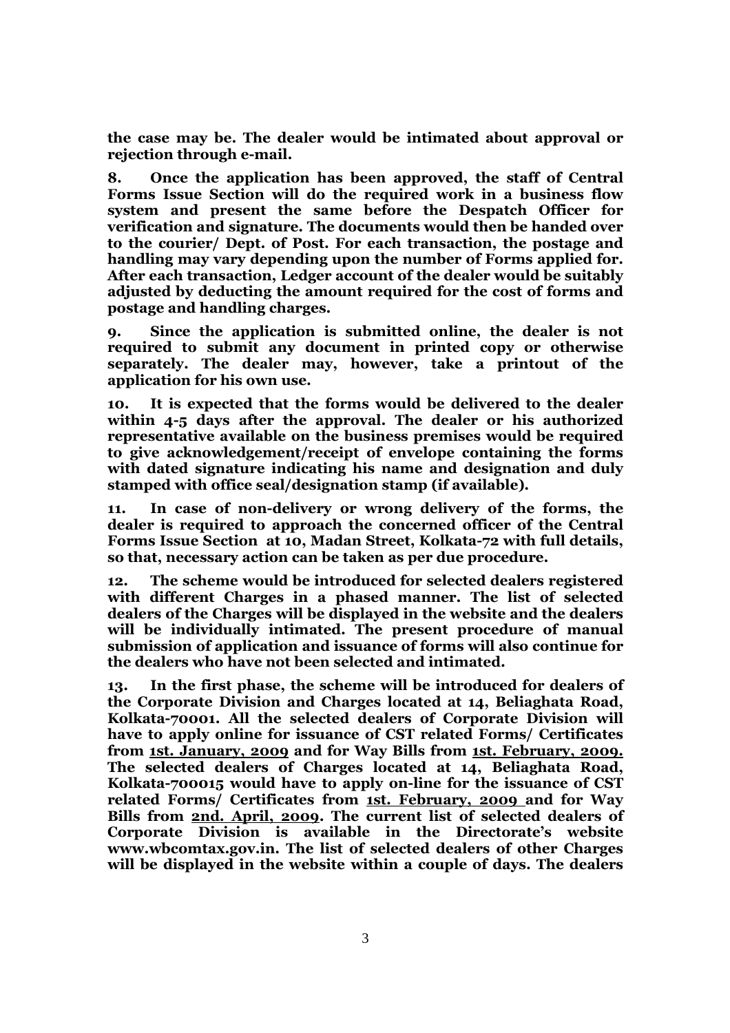**the case may be. The dealer would be intimated about approval or rejection through e-mail.**

**8. Once the application has been approved, the staff of Central Forms Issue Section will do the required work in a business flow system and present the same before the Despatch Officer for verification and signature. The documents would then be handed over to the courier/ Dept. of Post. For each transaction, the postage and handling may vary depending upon the number of Forms applied for. After each transaction, Ledger account of the dealer would be suitably adjusted by deducting the amount required for the cost of forms and postage and handling charges.**

**9. Since the application is submitted online, the dealer is not required to submit any document in printed copy or otherwise separately. The dealer may, however, take a printout of the application for his own use.**

**10. It is expected that the forms would be delivered to the dealer within 4-5 days after the approval. The dealer or his authorized representative available on the business premises would be required to give acknowledgement/receipt of envelope containing the forms with dated signature indicating his name and designation and duly stamped with office seal/designation stamp (if available).**

**11. In case of non-delivery or wrong delivery of the forms, the dealer is required to approach the concerned officer of the Central Forms Issue Section at 10, Madan Street, Kolkata-72 with full details, so that, necessary action can be taken as per due procedure.**

**12. The scheme would be introduced for selected dealers registered with different Charges in a phased manner. The list of selected dealers of the Charges will be displayed in the website and the dealers will be individually intimated. The present procedure of manual submission of application and issuance of forms will also continue for the dealers who have not been selected and intimated.**

**13. In the first phase, the scheme will be introduced for dealers of the Corporate Division and Charges located at 14, Beliaghata Road, Kolkata-70001. All the selected dealers of Corporate Division will have to apply online for issuance of CST related Forms/ Certificates from <u>1st. January, 2009</u> and for Way Bills from <u>1st. February, 2009.</u> The selected dealers of Charges located at 14, Beliaghata Road, Kolkata-700015 would have to apply on-line for the issuance of CST related Forms/ Certificates from <u>1st. February, 2009</u> and for Way Bills from <u>2nd. April, 2009</u>. The current list of selected dealers of Corporate Division is available in the Directorate's website www.wbcomtax.gov.in. The list of selected dealers of other Charges will be displayed in the website within a couple of days. The dealers**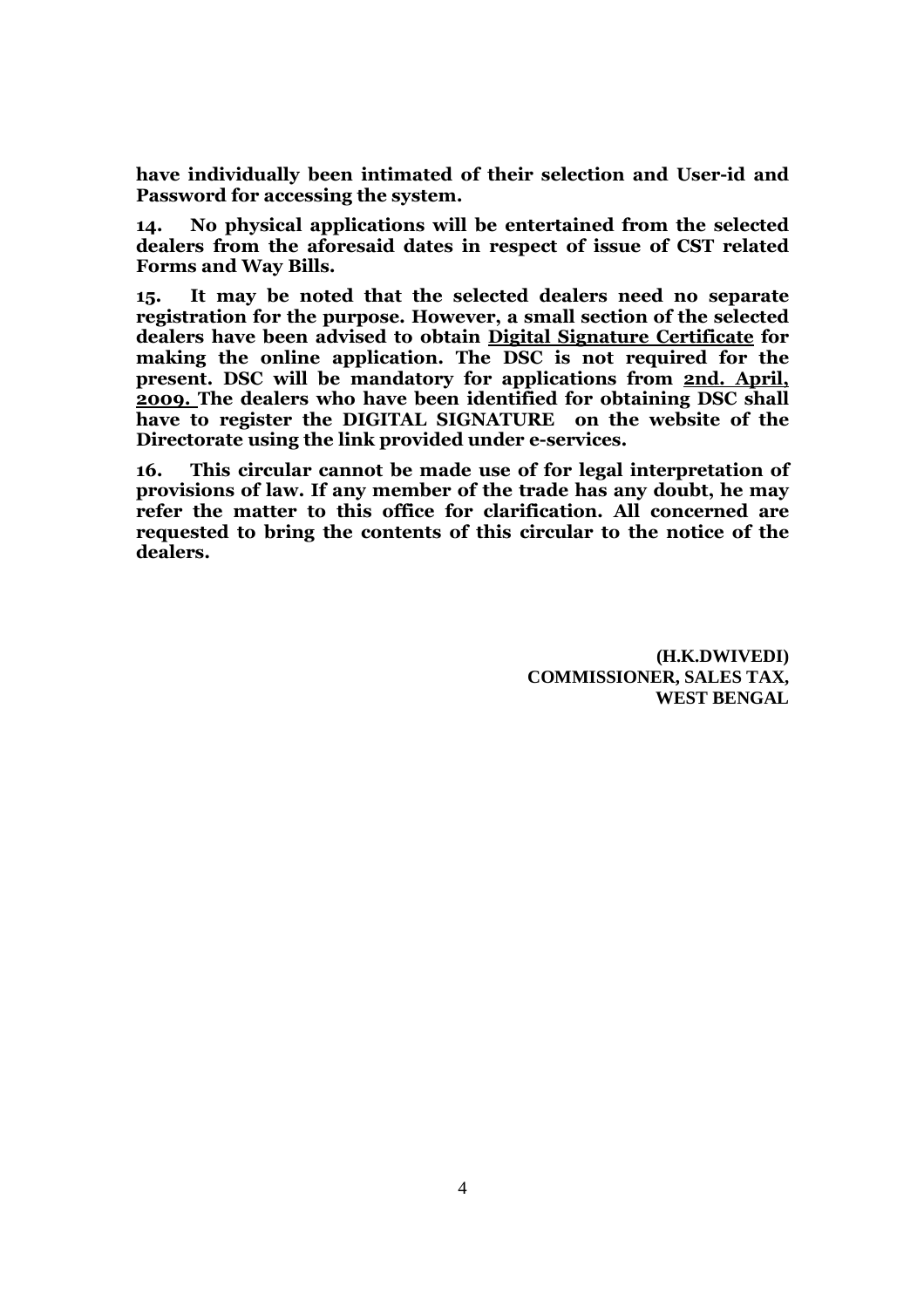**have individually been intimated of their selection and User-id and Password for accessing the system.**

**14. No physical applications will be entertained from the selected dealers from the aforesaid dates in respect of issue of CST related Forms and Way Bills.**

**15. It may be noted that the selected dealers need no separate registration for the purpose. However, a small section of the selected dealers have been advised to obtain <u>Digital Signature Certificate</u> for making the online application. The DSC is not required for the present. DSC will be mandatory for applications from <u>2nd. April, 2009.</u> The dealers who have been identified for obtaining DSC shall have to register the DIGITAL SIGNATURE on the website of the Directorate using the link provided under e-services.**

**16. This circular cannot be made use of for legal interpretation of provisions of law. If any member of the trade has any doubt, he may refer the matter to this office for clarification. All concerned are requested to bring the contents of this circular to the notice of the dealers.**

**(H.K.DWIVEDI)**
**COMMISSIONER, SALES TAX,**
**WEST BENGAL**